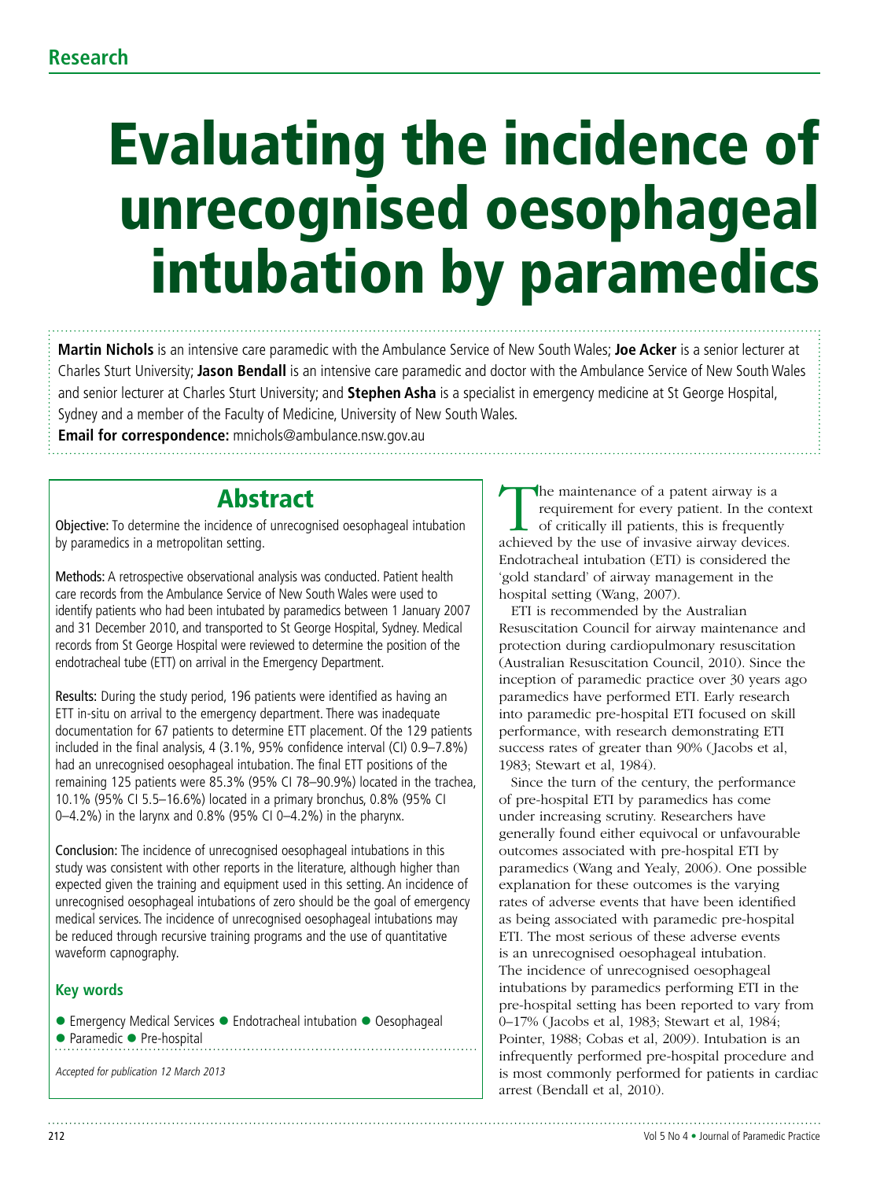Research

# Evaluating the incidence of unrecognised oesophageal intubation by paramedics

**Martin Nichols** is an intensive care paramedic with the Ambulance Service of New South Wales; **Joe Acker** is a senior lecturer at Charles Sturt University; **Jason Bendall** is an intensive care paramedic and doctor with the Ambulance Service of New South Wales and senior lecturer at Charles Sturt University; and **Stephen Asha** is a specialist in emergency medicine at St George Hospital, Sydney and a member of the Faculty of Medicine, University of New South Wales.

**Email for correspondence:** mnichols@ambulance.nsw.gov.au

## Abstract

Objective: To determine the incidence of unrecognised oesophageal intubation by paramedics in a metropolitan setting.

Methods: A retrospective observational analysis was conducted. Patient health care records from the Ambulance Service of New South Wales were used to identify patients who had been intubated by paramedics between 1 January 2007 and 31 December 2010, and transported to St George Hospital, Sydney. Medical records from St George Hospital were reviewed to determine the position of the endotracheal tube (ETT) on arrival in the Emergency Department.

Results: During the study period, 196 patients were identified as having an ETT in-situ on arrival to the emergency department. There was inadequate documentation for 67 patients to determine ETT placement. Of the 129 patients included in the final analysis, 4 (3.1%, 95% confidence interval (CI) 0.9–7.8%) had an unrecognised oesophageal intubation. The final ETT positions of the remaining 125 patients were 85.3% (95% CI 78–90.9%) located in the trachea, 10.1% (95% CI 5.5–16.6%) located in a primary bronchus, 0.8% (95% CI 0–4.2%) in the larynx and 0.8% (95% CI 0–4.2%) in the pharynx.

Conclusion: The incidence of unrecognised oesophageal intubations in this study was consistent with other reports in the literature, although higher than expected given the training and equipment used in this setting. An incidence of unrecognised oesophageal intubations of zero should be the goal of emergency medical services. The incidence of unrecognised oesophageal intubations may be reduced through recursive training programs and the use of quantitative waveform capnography.

### Key words

- Emergency Medical Services
- Endotracheal intubation
- Oesophageal
- Paramedic
- Pre-hospital

*Accepted for publication 12 March 2013*

The maintenance of a patent airway is a requirement for every patient. In the context of critically ill patients, this is frequently achieved by the use of invasive airway devices. Endotracheal intubation (ETI) is considered the 'gold standard' of airway management in the hospital setting (Wang, 2007).

ETI is recommended by the Australian Resuscitation Council for airway maintenance and protection during cardiopulmonary resuscitation (Australian Resuscitation Council, 2010). Since the inception of paramedic practice over 30 years ago paramedics have performed ETI. Early research into paramedic pre-hospital ETI focused on skill performance, with research demonstrating ETI success rates of greater than 90% (Jacobs et al, 1983; Stewart et al, 1984).

Since the turn of the century, the performance of pre-hospital ETI by paramedics has come under increasing scrutiny. Researchers have generally found either equivocal or unfavourable outcomes associated with pre-hospital ETI by paramedics (Wang and Yealy, 2006). One possible explanation for these outcomes is the varying rates of adverse events that have been identified as being associated with paramedic pre-hospital ETI. The most serious of these adverse events is an unrecognised oesophageal intubation. The incidence of unrecognised oesophageal intubations by paramedics performing ETI in the pre-hospital setting has been reported to vary from 0–17% (Jacobs et al, 1983; Stewart et al, 1984; Pointer, 1988; Cobas et al, 2009). Intubation is an infrequently performed pre-hospital procedure and is most commonly performed for patients in cardiac arrest (Bendall et al, 2010).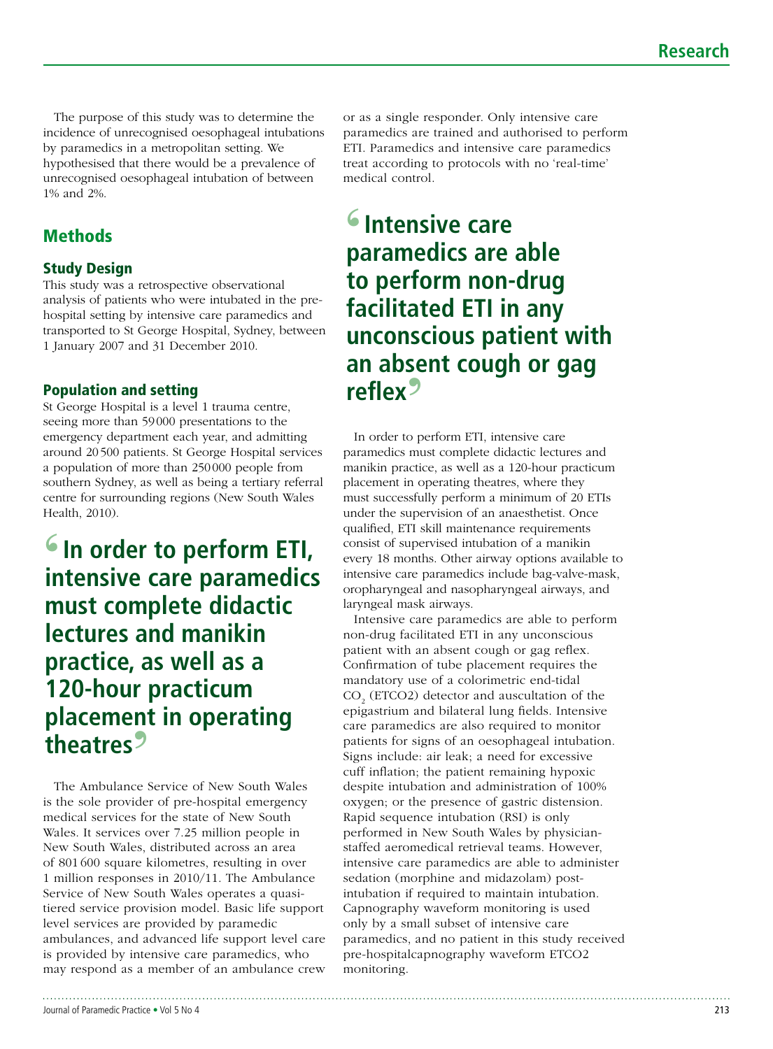The purpose of this study was to determine the incidence of unrecognised oesophageal intubations by paramedics in a metropolitan setting. We hypothesised that there would be a prevalence of unrecognised oesophageal intubation of between 1% and 2%.

## Methods

### Study Design

This study was a retrospective observational analysis of patients who were intubated in the pre-hospital setting by intensive care paramedics and transported to St George Hospital, Sydney, between 1 January 2007 and 31 December 2010.

### Population and setting

St George Hospital is a level 1 trauma centre, seeing more than 59 000 presentations to the emergency department each year, and admitting around 20 500 patients. St George Hospital services a population of more than 250 000 people from southern Sydney, as well as being a tertiary referral centre for surrounding regions (New South Wales Health, 2010).

> **'In order to perform ETI, intensive care paramedics must complete didactic lectures and manikin practice, as well as a 120-hour practicum placement in operating theatres'**

The Ambulance Service of New South Wales is the sole provider of pre-hospital emergency medical services for the state of New South Wales. It services over 7.25 million people in New South Wales, distributed across an area of 801 600 square kilometres, resulting in over 1 million responses in 2010/11. The Ambulance Service of New South Wales operates a quasi-tiered service provision model. Basic life support level services are provided by paramedic ambulances, and advanced life support level care is provided by intensive care paramedics, who may respond as a member of an ambulance crew or as a single responder. Only intensive care paramedics are trained and authorised to perform ETI. Paramedics and intensive care paramedics treat according to protocols with no 'real-time' medical control.

> **'Intensive care paramedics are able to perform non-drug facilitated ETI in any unconscious patient with an absent cough or gag reflex'**

In order to perform ETI, intensive care paramedics must complete didactic lectures and manikin practice, as well as a 120-hour practicum placement in operating theatres, where they must successfully perform a minimum of 20 ETIs under the supervision of an anaesthetist. Once qualified, ETI skill maintenance requirements consist of supervised intubation of a manikin every 18 months. Other airway options available to intensive care paramedics include bag-valve-mask, oropharyngeal and nasopharyngeal airways, and laryngeal mask airways.

Intensive care paramedics are able to perform non-drug facilitated ETI in any unconscious patient with an absent cough or gag reflex. Confirmation of tube placement requires the mandatory use of a colorimetric end-tidal $CO_2$ (ETCO2) detector and auscultation of the epigastrium and bilateral lung fields. Intensive care paramedics are also required to monitor patients for signs of an oesophageal intubation. Signs include: air leak; a need for excessive cuff inflation; the patient remaining hypoxic despite intubation and administration of 100% oxygen; or the presence of gastric distension. Rapid sequence intubation (RSI) is only performed in New South Wales by physician-staffed aeromedical retrieval teams. However, intensive care paramedics are able to administer sedation (morphine and midazolam) post-intubation if required to maintain intubation. Capnography waveform monitoring is used only by a small subset of intensive care paramedics, and no patient in this study received pre-hospitalcapnography waveform ETCO2 monitoring.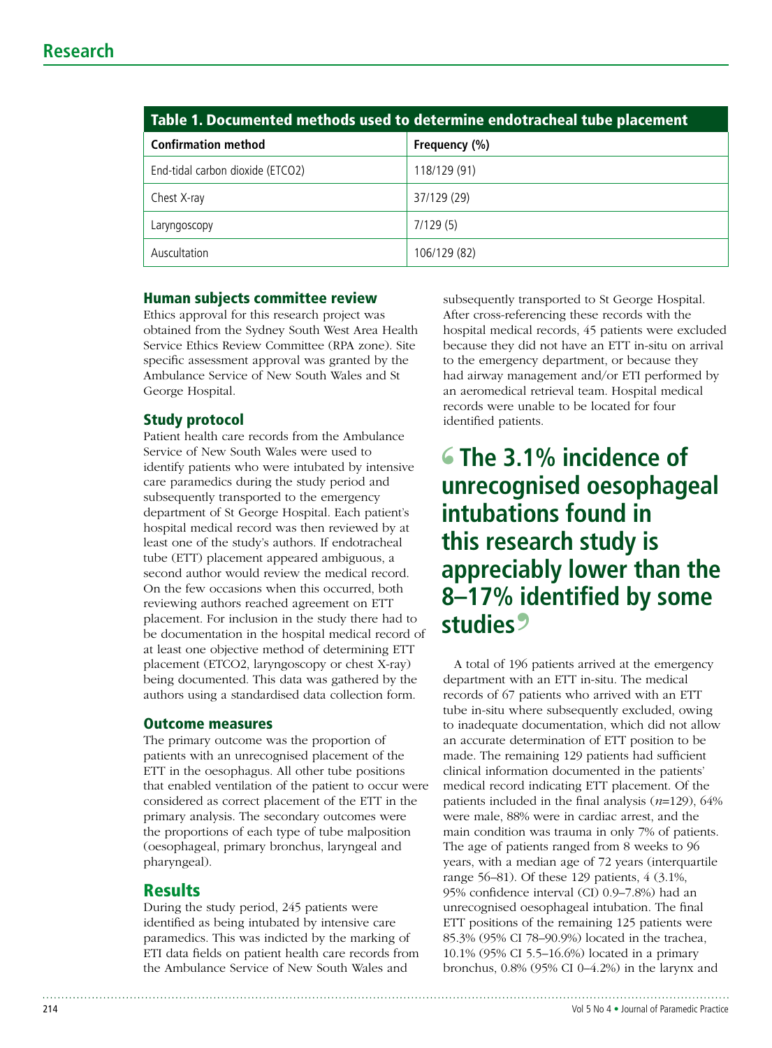**Table 1. Documented methods used to determine endotracheal tube placement**

| Confirmation method | Frequency (%) |
| --- | --- |
| End-tidal carbon dioxide (ETCO2) | 118/129 (91) |
| Chest X-ray | 37/129 (29) |
| Laryngoscopy | 7/129 (5) |
| Auscultation | 106/129 (82) |

### Human subjects committee review

Ethics approval for this research project was obtained from the Sydney South West Area Health Service Ethics Review Committee (RPA zone). Site specific assessment approval was granted by the Ambulance Service of New South Wales and St George Hospital.

### Study protocol

Patient health care records from the Ambulance Service of New South Wales were used to identify patients who were intubated by intensive care paramedics during the study period and subsequently transported to the emergency department of St George Hospital. Each patient's hospital medical record was then reviewed by at least one of the study's authors. If endotracheal tube (ETT) placement appeared ambiguous, a second author would review the medical record. On the few occasions when this occurred, both reviewing authors reached agreement on ETT placement. For inclusion in the study there had to be documentation in the hospital medical record of at least one objective method of determining ETT placement (ETCO2, laryngoscopy or chest X-ray) being documented. This data was gathered by the authors using a standardised data collection form.

### Outcome measures

The primary outcome was the proportion of patients with an unrecognised placement of the ETT in the oesophagus. All other tube positions that enabled ventilation of the patient to occur were considered as correct placement of the ETT in the primary analysis. The secondary outcomes were the proportions of each type of tube malposition (oesophageal, primary bronchus, laryngeal and pharyngeal).

## Results

During the study period, 245 patients were identified as being intubated by intensive care paramedics. This was indicted by the marking of ETI data fields on patient health care records from the Ambulance Service of New South Wales and subsequently transported to St George Hospital. After cross-referencing these records with the hospital medical records, 45 patients were excluded because they did not have an ETT in-situ on arrival to the emergency department, or because they had airway management and/or ETI performed by an aeromedical retrieval team. Hospital medical records were unable to be located for four identified patients.

> **The 3.1% incidence of unrecognised oesophageal intubations found in this research study is appreciably lower than the 8–17% identified by some studies**

A total of 196 patients arrived at the emergency department with an ETT in-situ. The medical records of 67 patients who arrived with an ETT tube in-situ where subsequently excluded, owing to inadequate documentation, which did not allow an accurate determination of ETT position to be made. The remaining 129 patients had sufficient clinical information documented in the patients' medical record indicating ETT placement. Of the patients included in the final analysis ($n$=129), 64% were male, 88% were in cardiac arrest, and the main condition was trauma in only 7% of patients. The age of patients ranged from 8 weeks to 96 years, with a median age of 72 years (interquartile range 56–81). Of these 129 patients, 4 (3.1%, 95% confidence interval (CI) 0.9–7.8%) had an unrecognised oesophageal intubation. The final ETT positions of the remaining 125 patients were 85.3% (95% CI 78–90.9%) located in the trachea, 10.1% (95% CI 5.5–16.6%) located in a primary bronchus, 0.8% (95% CI 0–4.2%) in the larynx and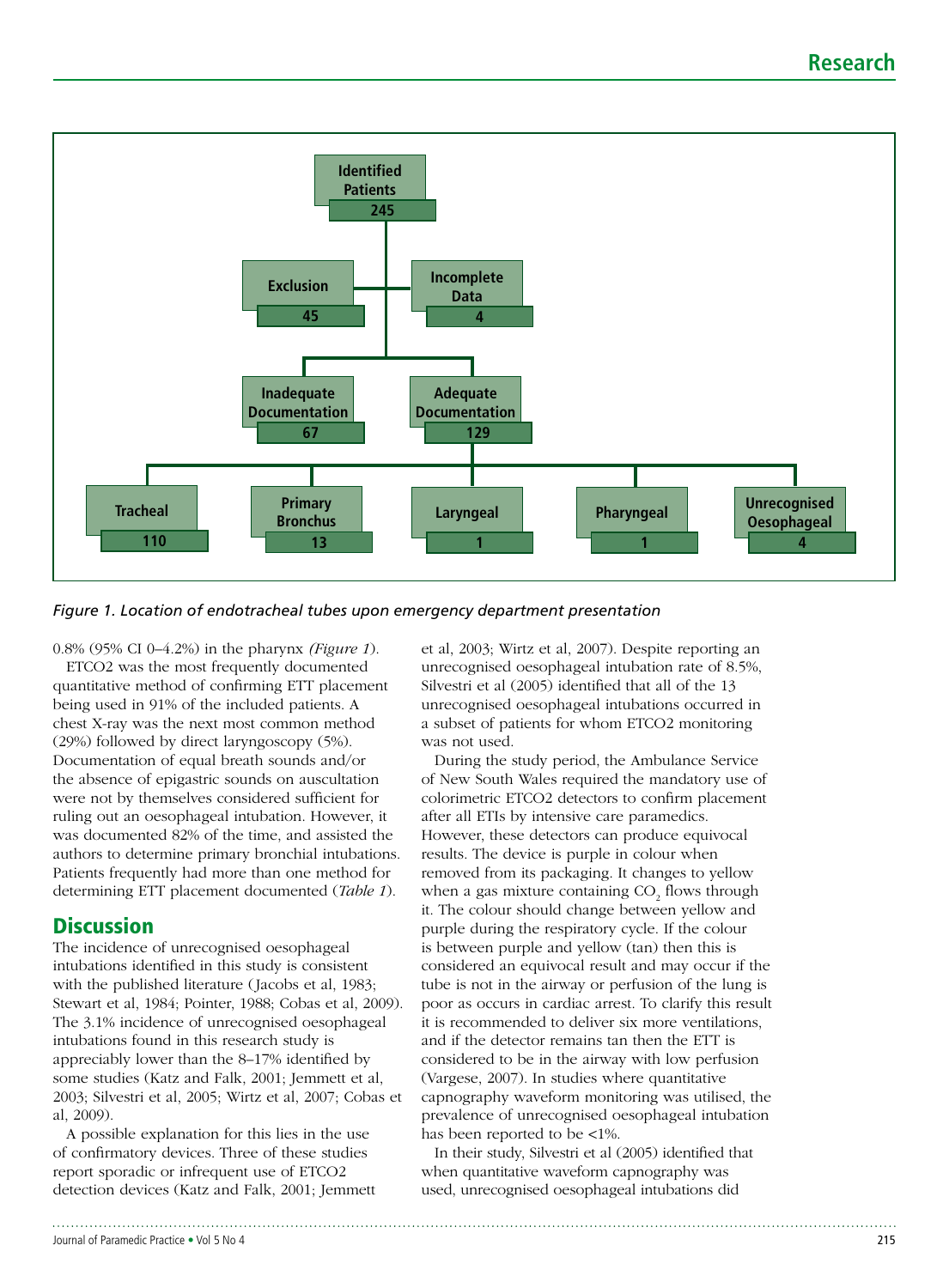Identified Patients 245

Exclusion 45

Incomplete Data 4

Inadequate Documentation 67

Adequate Documentation 129

Tracheal 110

Primary Bronchus 13

Laryngeal 1

Pharyngeal 1

Unrecognised Oesophageal 4

*Figure 1. Location of endotracheal tubes upon emergency department presentation*

0.8% (95% CI 0–4.2%) in the pharynx *(Figure 1)*.

ETCO2 was the most frequently documented quantitative method of confirming ETT placement being used in 91% of the included patients. A chest X-ray was the next most common method (29%) followed by direct laryngoscopy (5%). Documentation of equal breath sounds and/or the absence of epigastric sounds on auscultation were not by themselves considered sufficient for ruling out an oesophageal intubation. However, it was documented 82% of the time, and assisted the authors to determine primary bronchial intubations. Patients frequently had more than one method for determining ETT placement documented (*Table 1*).

## Discussion

The incidence of unrecognised oesophageal intubations identified in this study is consistent with the published literature (Jacobs et al, 1983; Stewart et al, 1984; Pointer, 1988; Cobas et al, 2009). The 3.1% incidence of unrecognised oesophageal intubations found in this research study is appreciably lower than the 8–17% identified by some studies (Katz and Falk, 2001; Jemmett et al, 2003; Silvestri et al, 2005; Wirtz et al, 2007; Cobas et al, 2009).

A possible explanation for this lies in the use of confirmatory devices. Three of these studies report sporadic or infrequent use of ETCO2 detection devices (Katz and Falk, 2001; Jemmett et al, 2003; Wirtz et al, 2007). Despite reporting an unrecognised oesophageal intubation rate of 8.5%, Silvestri et al (2005) identified that all of the 13 unrecognised oesophageal intubations occurred in a subset of patients for whom ETCO2 monitoring was not used.

During the study period, the Ambulance Service of New South Wales required the mandatory use of colorimetric ETCO2 detectors to confirm placement after all ETIs by intensive care paramedics. However, these detectors can produce equivocal results. The device is purple in colour when removed from its packaging. It changes to yellow when a gas mixture containing $CO_2$ flows through it. The colour should change between yellow and purple during the respiratory cycle. If the colour is between purple and yellow (tan) then this is considered an equivocal result and may occur if the tube is not in the airway or perfusion of the lung is poor as occurs in cardiac arrest. To clarify this result it is recommended to deliver six more ventilations, and if the detector remains tan then the ETT is considered to be in the airway with low perfusion (Vargese, 2007). In studies where quantitative capnography waveform monitoring was utilised, the prevalence of unrecognised oesophageal intubation has been reported to be <1%.

In their study, Silvestri et al (2005) identified that when quantitative waveform capnography was used, unrecognised oesophageal intubations did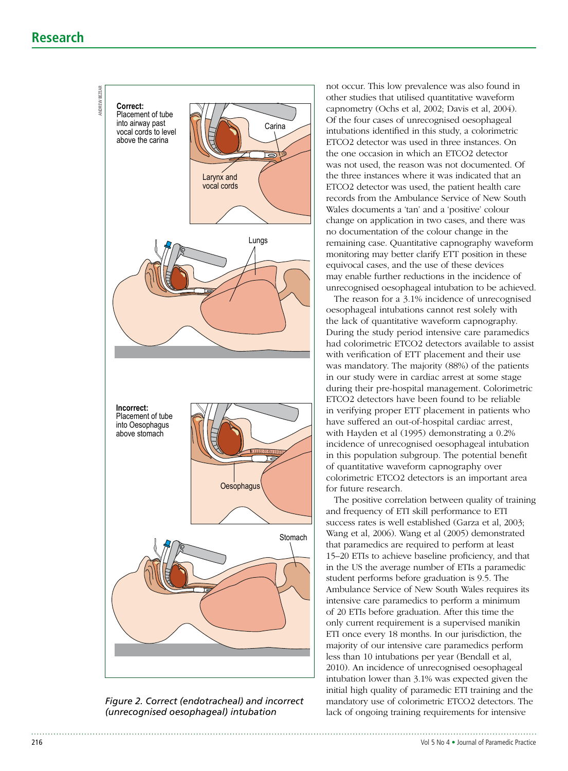Figure 2. Correct (endotracheal) and incorrect (unrecognised oesophageal) intubation

not occur. This low prevalence was also found in other studies that utilised quantitative waveform capnometry (Ochs et al, 2002; Davis et al, 2004). Of the four cases of unrecognised oesophageal intubations identified in this study, a colorimetric ETCO2 detector was used in three instances. On the one occasion in which an ETCO2 detector was not used, the reason was not documented. Of the three instances where it was indicated that an ETCO2 detector was used, the patient health care records from the Ambulance Service of New South Wales documents a 'tan' and a 'positive' colour change on application in two cases, and there was no documentation of the colour change in the remaining case. Quantitative capnography waveform monitoring may better clarify ETT position in these equivocal cases, and the use of these devices may enable further reductions in the incidence of unrecognised oesophageal intubation to be achieved.

The reason for a 3.1% incidence of unrecognised oesophageal intubations cannot rest solely with the lack of quantitative waveform capnography. During the study period intensive care paramedics had colorimetric ETCO2 detectors available to assist with verification of ETT placement and their use was mandatory. The majority (88%) of the patients in our study were in cardiac arrest at some stage during their pre-hospital management. Colorimetric ETCO2 detectors have been found to be reliable in verifying proper ETT placement in patients who have suffered an out-of-hospital cardiac arrest, with Hayden et al (1995) demonstrating a 0.2% incidence of unrecognised oesophageal intubation in this population subgroup. The potential benefit of quantitative waveform capnography over colorimetric ETCO2 detectors is an important area for future research.

The positive correlation between quality of training and frequency of ETI skill performance to ETI success rates is well established (Garza et al, 2003; Wang et al, 2006). Wang et al (2005) demonstrated that paramedics are required to perform at least 15–20 ETIs to achieve baseline proficiency, and that in the US the average number of ETIs a paramedic student performs before graduation is 9.5. The Ambulance Service of New South Wales requires its intensive care paramedics to perform a minimum of 20 ETIs before graduation. After this time the only current requirement is a supervised manikin ETI once every 18 months. In our jurisdiction, the majority of our intensive care paramedics perform less than 10 intubations per year (Bendall et al, 2010). An incidence of unrecognised oesophageal intubation lower than 3.1% was expected given the initial high quality of paramedic ETI training and the mandatory use of colorimetric ETCO2 detectors. The lack of ongoing training requirements for intensive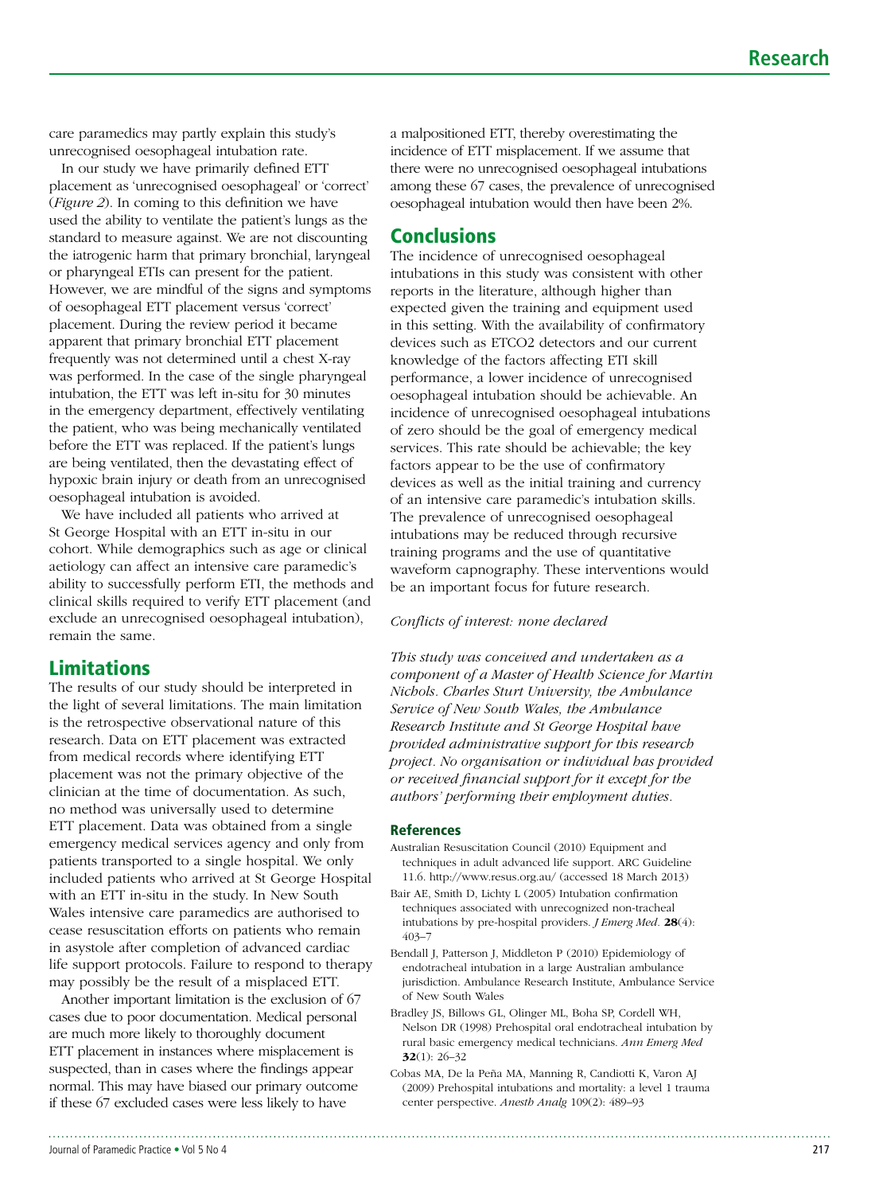care paramedics may partly explain this study's unrecognised oesophageal intubation rate.

In our study we have primarily defined ETT placement as 'unrecognised oesophageal' or 'correct' (*Figure 2*). In coming to this definition we have used the ability to ventilate the patient's lungs as the standard to measure against. We are not discounting the iatrogenic harm that primary bronchial, laryngeal or pharyngeal ETIs can present for the patient. However, we are mindful of the signs and symptoms of oesophageal ETT placement versus 'correct' placement. During the review period it became apparent that primary bronchial ETT placement frequently was not determined until a chest X-ray was performed. In the case of the single pharyngeal intubation, the ETT was left in-situ for 30 minutes in the emergency department, effectively ventilating the patient, who was being mechanically ventilated before the ETT was replaced. If the patient's lungs are being ventilated, then the devastating effect of hypoxic brain injury or death from an unrecognised oesophageal intubation is avoided.

We have included all patients who arrived at St George Hospital with an ETT in-situ in our cohort. While demographics such as age or clinical aetiology can affect an intensive care paramedic's ability to successfully perform ETI, the methods and clinical skills required to verify ETT placement (and exclude an unrecognised oesophageal intubation), remain the same.

## Limitations

The results of our study should be interpreted in the light of several limitations. The main limitation is the retrospective observational nature of this research. Data on ETT placement was extracted from medical records where identifying ETT placement was not the primary objective of the clinician at the time of documentation. As such, no method was universally used to determine ETT placement. Data was obtained from a single emergency medical services agency and only from patients transported to a single hospital. We only included patients who arrived at St George Hospital with an ETT in-situ in the study. In New South Wales intensive care paramedics are authorised to cease resuscitation efforts on patients who remain in asystole after completion of advanced cardiac life support protocols. Failure to respond to therapy may possibly be the result of a misplaced ETT.

Another important limitation is the exclusion of 67 cases due to poor documentation. Medical personal are much more likely to thoroughly document ETT placement in instances where misplacement is suspected, than in cases where the findings appear normal. This may have biased our primary outcome if these 67 excluded cases were less likely to have a malpositioned ETT, thereby overestimating the incidence of ETT misplacement. If we assume that there were no unrecognised oesophageal intubations among these 67 cases, the prevalence of unrecognised oesophageal intubation would then have been 2%.

## Conclusions

The incidence of unrecognised oesophageal intubations in this study was consistent with other reports in the literature, although higher than expected given the training and equipment used in this setting. With the availability of confirmatory devices such as ETCO2 detectors and our current knowledge of the factors affecting ETI skill performance, a lower incidence of unrecognised oesophageal intubation should be achievable. An incidence of unrecognised oesophageal intubations of zero should be the goal of emergency medical services. This rate should be achievable; the key factors appear to be the use of confirmatory devices as well as the initial training and currency of an intensive care paramedic's intubation skills. The prevalence of unrecognised oesophageal intubations may be reduced through recursive training programs and the use of quantitative waveform capnography. These interventions would be an important focus for future research.

*Conflicts of interest: none declared*

*This study was conceived and undertaken as a component of a Master of Health Science for Martin Nichols. Charles Sturt University, the Ambulance Service of New South Wales, the Ambulance Research Institute and St George Hospital have provided administrative support for this research project. No organisation or individual has provided or received financial support for it except for the authors' performing their employment duties.*

### References

Australian Resuscitation Council (2010) Equipment and techniques in adult advanced life support. ARC Guideline 11.6. http://www.resus.org.au/ (accessed 18 March 2013)

Bair AE, Smith D, Lichty L (2005) Intubation confirmation techniques associated with unrecognized non-tracheal intubations by pre-hospital providers. *J Emerg Med*. **28**(4): 403–7

Bendall J, Patterson J, Middleton P (2010) Epidemiology of endotracheal intubation in a large Australian ambulance jurisdiction. Ambulance Research Institute, Ambulance Service of New South Wales

Bradley JS, Billows GL, Olinger ML, Boha SP, Cordell WH, Nelson DR (1998) Prehospital oral endotracheal intubation by rural basic emergency medical technicians. *Ann Emerg Med* **32**(1): 26–32

Cobas MA, De la Peña MA, Manning R, Candiotti K, Varon AJ (2009) Prehospital intubations and mortality: a level 1 trauma center perspective. *Anesth Analg* 109(2): 489–93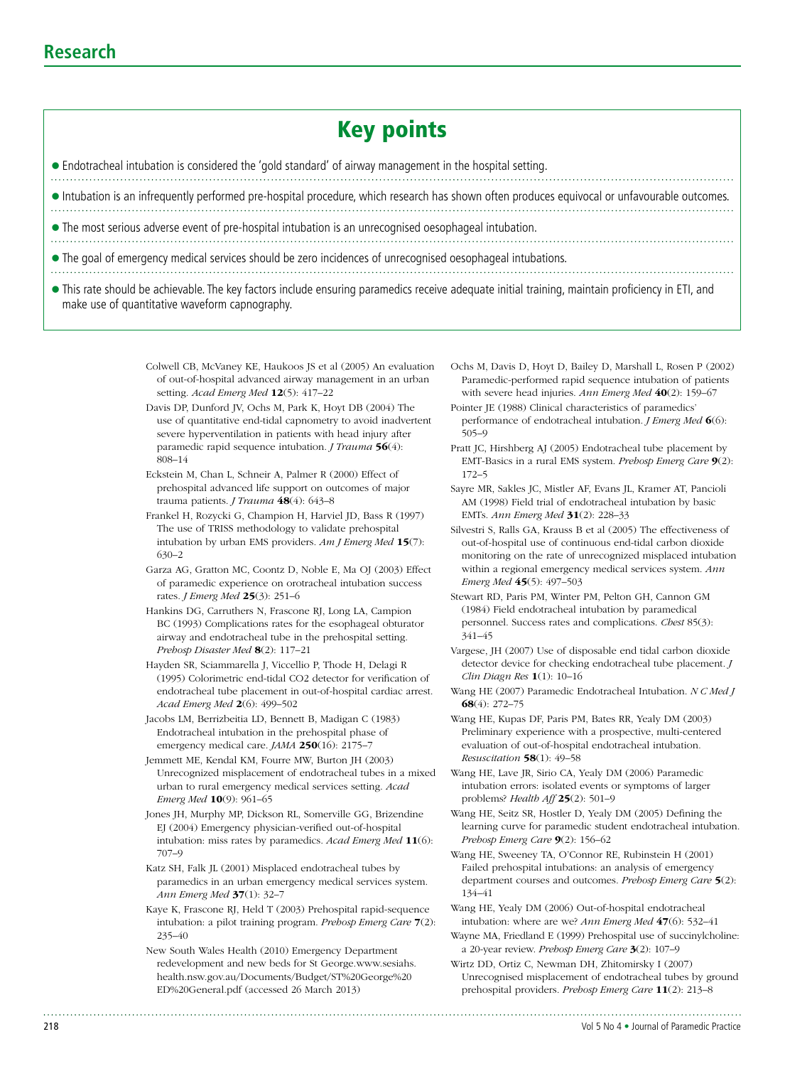## Key points

- Endotracheal intubation is considered the 'gold standard' of airway management in the hospital setting.
- Intubation is an infrequently performed pre-hospital procedure, which research has shown often produces equivocal or unfavourable outcomes.
- The most serious adverse event of pre-hospital intubation is an unrecognised oesophageal intubation.
- The goal of emergency medical services should be zero incidences of unrecognised oesophageal intubations.
- This rate should be achievable. The key factors include ensuring paramedics receive adequate initial training, maintain proficiency in ETI, and make use of quantitative waveform capnography.

Colwell CB, McVaney KE, Haukoos JS et al (2005) An evaluation of out-of-hospital advanced airway management in an urban setting. *Acad Emerg Med* **12**(5): 417–22

Davis DP, Dunford JV, Ochs M, Park K, Hoyt DB (2004) The use of quantitative end-tidal capnometry to avoid inadvertent severe hyperventilation in patients with head injury after paramedic rapid sequence intubation. *J Trauma* **56**(4): 808–14

Eckstein M, Chan L, Schneir A, Palmer R (2000) Effect of prehospital advanced life support on outcomes of major trauma patients. *J Trauma* **48**(4): 643–8

Frankel H, Rozycki G, Champion H, Harviel JD, Bass R (1997) The use of TRISS methodology to validate prehospital intubation by urban EMS providers. *Am J Emerg Med* **15**(7): 630–2

Garza AG, Gratton MC, Coontz D, Noble E, Ma OJ (2003) Effect of paramedic experience on orotracheal intubation success rates. *J Emerg Med* **25**(3): 251–6

Hankins DG, Carruthers N, Frascone RJ, Long LA, Campion BC (1993) Complications rates for the esophageal obturator airway and endotracheal tube in the prehospital setting. *Prehosp Disaster Med* **8**(2): 117–21

Hayden SR, Sciammarella J, Viccellio P, Thode H, Delagi R (1995) Colorimetric end-tidal CO2 detector for verification of endotracheal tube placement in out-of-hospital cardiac arrest. *Acad Emerg Med* **2**(6): 499–502

Jacobs LM, Berrizbeitia LD, Bennett B, Madigan C (1983) Endotracheal intubation in the prehospital phase of emergency medical care. *JAMA* **250**(16): 2175–7

Jemmett ME, Kendal KM, Fourre MW, Burton JH (2003) Unrecognized misplacement of endotracheal tubes in a mixed urban to rural emergency medical services setting. *Acad Emerg Med* **10**(9): 961–65

Jones JH, Murphy MP, Dickson RL, Somerville GG, Brizendine EJ (2004) Emergency physician-verified out-of-hospital intubation: miss rates by paramedics. *Acad Emerg Med* **11**(6): 707–9

Katz SH, Falk JL (2001) Misplaced endotracheal tubes by paramedics in an urban emergency medical services system. *Ann Emerg Med* **37**(1): 32–7

Kaye K, Frascone RJ, Held T (2003) Prehospital rapid-sequence intubation: a pilot training program. *Prehosp Emerg Care* **7**(2): 235–40

New South Wales Health (2010) Emergency Department redevelopment and new beds for St George.www.sesiahs.health.nsw.gov.au/Documents/Budget/ST%20George%20ED%20General.pdf (accessed 26 March 2013)

Ochs M, Davis D, Hoyt D, Bailey D, Marshall L, Rosen P (2002) Paramedic-performed rapid sequence intubation of patients with severe head injuries. *Ann Emerg Med* **40**(2): 159–67

Pointer JE (1988) Clinical characteristics of paramedics' performance of endotracheal intubation. *J Emerg Med* **6**(6): 505–9

Pratt JC, Hirshberg AJ (2005) Endotracheal tube placement by EMT-Basics in a rural EMS system. *Prehosp Emerg Care* **9**(2): 172–5

Sayre MR, Sakles JC, Mistler AF, Evans JL, Kramer AT, Pancioli AM (1998) Field trial of endotracheal intubation by basic EMTs. *Ann Emerg Med* **31**(2): 228–33

Silvestri S, Ralls GA, Krauss B et al (2005) The effectiveness of out-of-hospital use of continuous end-tidal carbon dioxide monitoring on the rate of unrecognized misplaced intubation within a regional emergency medical services system. *Ann Emerg Med* **45**(5): 497–503

Stewart RD, Paris PM, Winter PM, Pelton GH, Cannon GM (1984) Field endotracheal intubation by paramedical personnel. Success rates and complications. *Chest* 85(3): 341–45

Vargese, JH (2007) Use of disposable end tidal carbon dioxide detector device for checking endotracheal tube placement. *J Clin Diagn Res* **1**(1): 10–16

Wang HE (2007) Paramedic Endotracheal Intubation. *N C Med J* **68**(4): 272–75

Wang HE, Kupas DF, Paris PM, Bates RR, Yealy DM (2003) Preliminary experience with a prospective, multi-centered evaluation of out-of-hospital endotracheal intubation. *Resuscitation* **58**(1): 49–58

Wang HE, Lave JR, Sirio CA, Yealy DM (2006) Paramedic intubation errors: isolated events or symptoms of larger problems? *Health Aff* **25**(2): 501–9

Wang HE, Seitz SR, Hostler D, Yealy DM (2005) Defining the learning curve for paramedic student endotracheal intubation. *Prehosp Emerg Care* **9**(2): 156–62

Wang HE, Sweeney TA, O'Connor RE, Rubinstein H (2001) Failed prehospital intubations: an analysis of emergency department courses and outcomes. *Prehosp Emerg Care* **5**(2): 134–41

Wang HE, Yealy DM (2006) Out-of-hospital endotracheal intubation: where are we? *Ann Emerg Med* **47**(6): 532–41

Wayne MA, Friedland E (1999) Prehospital use of succinylcholine: a 20-year review. *Prehosp Emerg Care* **3**(2): 107–9

Wirtz DD, Ortiz C, Newman DH, Zhitomirsky I (2007) Unrecognised misplacement of endotracheal tubes by ground prehospital providers. *Prehosp Emerg Care* **11**(2): 213–8